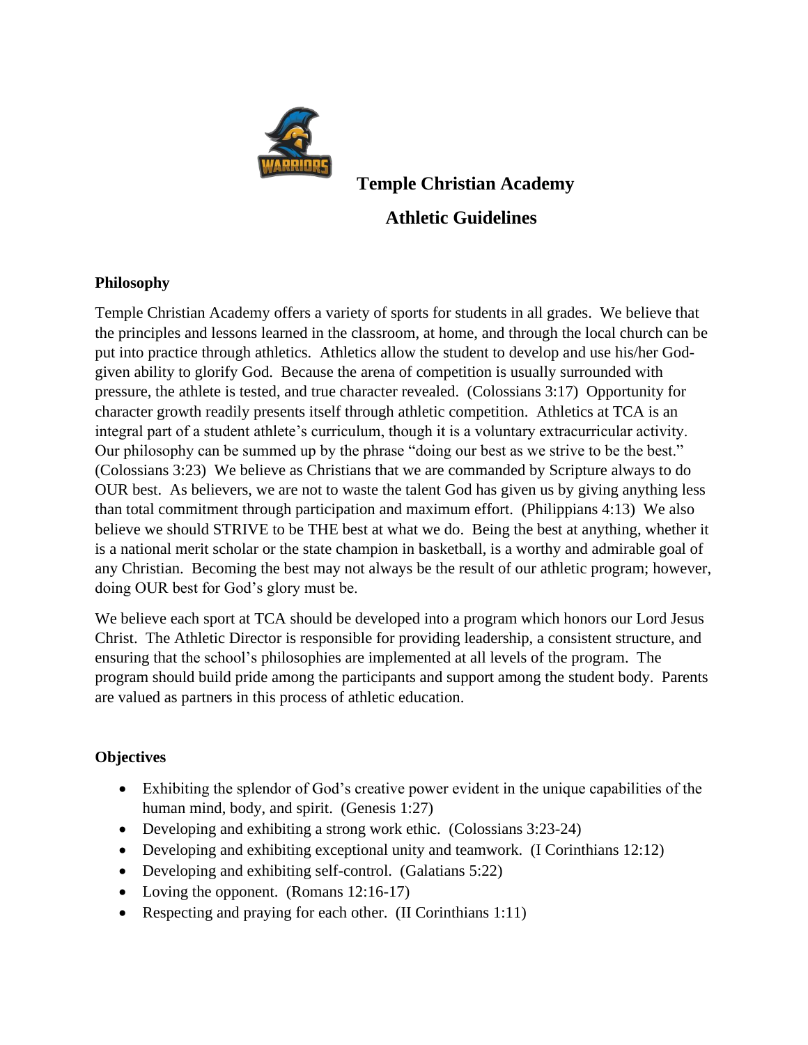# Temple Christian Academy

## Athletic Guidelines

**Philosophy**

Temple Christian Academy offers a variety of sports for students in all grades. We believe that the principles and lessons learned in the classroom, at home, and through the local church can be put into practice through athletics. Athletics allow the student to develop and use his/her God-given ability to glorify God. Because the arena of competition is usually surrounded with pressure, the athlete is tested, and true character revealed. (Colossians 3:17) Opportunity for character growth readily presents itself through athletic competition. Athletics at TCA is an integral part of a student athlete's curriculum, though it is a voluntary extracurricular activity. Our philosophy can be summed up by the phrase "doing our best as we strive to be the best." (Colossians 3:23) We believe as Christians that we are commanded by Scripture always to do OUR best. As believers, we are not to waste the talent God has given us by giving anything less than total commitment through participation and maximum effort. (Philippians 4:13) We also believe we should STRIVE to be THE best at what we do. Being the best at anything, whether it is a national merit scholar or the state champion in basketball, is a worthy and admirable goal of any Christian. Becoming the best may not always be the result of our athletic program; however, doing OUR best for God's glory must be.

We believe each sport at TCA should be developed into a program which honors our Lord Jesus Christ. The Athletic Director is responsible for providing leadership, a consistent structure, and ensuring that the school's philosophies are implemented at all levels of the program. The program should build pride among the participants and support among the student body. Parents are valued as partners in this process of athletic education.

**Objectives**

- Exhibiting the splendor of God's creative power evident in the unique capabilities of the human mind, body, and spirit. (Genesis 1:27)
- Developing and exhibiting a strong work ethic. (Colossians 3:23-24)
- Developing and exhibiting exceptional unity and teamwork. (I Corinthians 12:12)
- Developing and exhibiting self-control. (Galatians 5:22)
- Loving the opponent. (Romans 12:16-17)
- Respecting and praying for each other. (II Corinthians 1:11)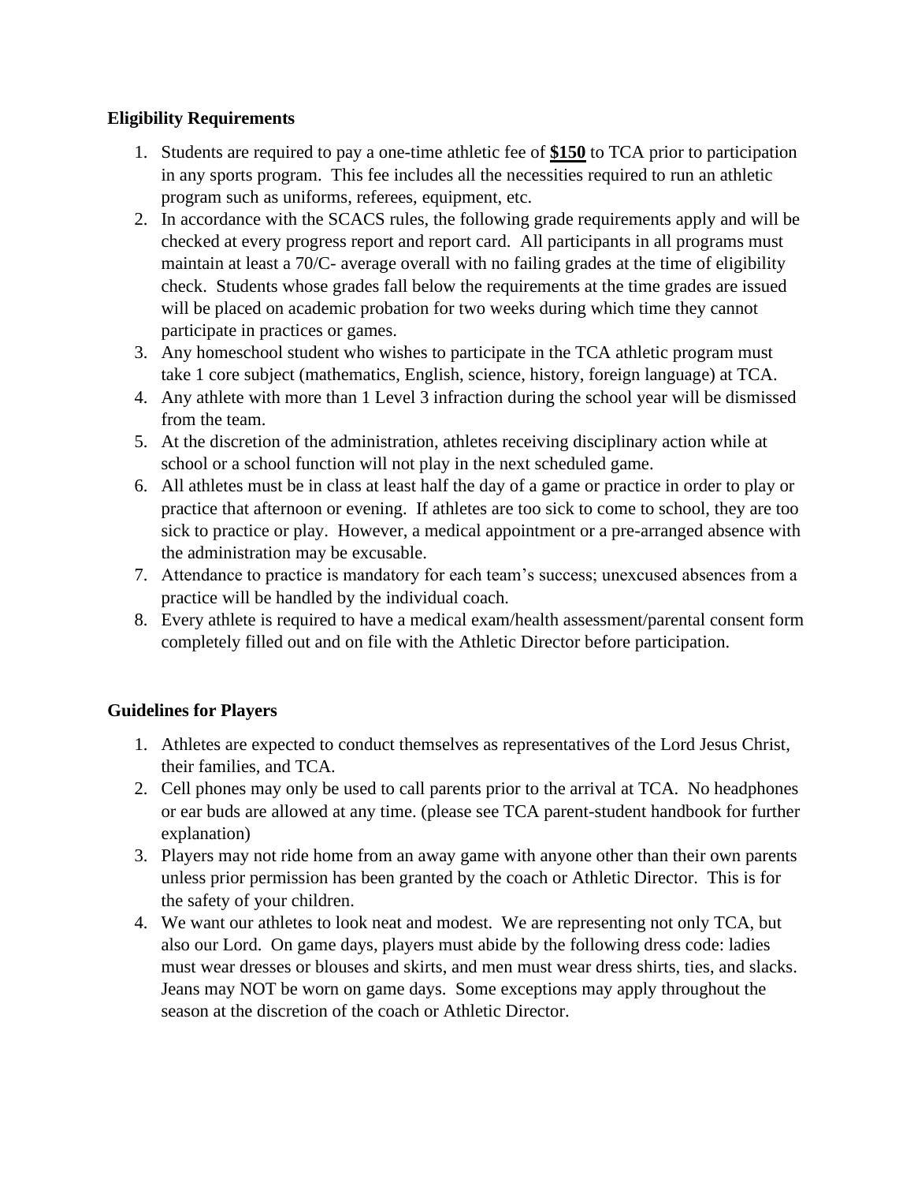**Eligibility Requirements**

1. Students are required to pay a one-time athletic fee of **$150** to TCA prior to participation in any sports program. This fee includes all the necessities required to run an athletic program such as uniforms, referees, equipment, etc.
2. In accordance with the SCACS rules, the following grade requirements apply and will be checked at every progress report and report card. All participants in all programs must maintain at least a 70/C- average overall with no failing grades at the time of eligibility check. Students whose grades fall below the requirements at the time grades are issued will be placed on academic probation for two weeks during which time they cannot participate in practices or games.
3. Any homeschool student who wishes to participate in the TCA athletic program must take 1 core subject (mathematics, English, science, history, foreign language) at TCA.
4. Any athlete with more than 1 Level 3 infraction during the school year will be dismissed from the team.
5. At the discretion of the administration, athletes receiving disciplinary action while at school or a school function will not play in the next scheduled game.
6. All athletes must be in class at least half the day of a game or practice in order to play or practice that afternoon or evening. If athletes are too sick to come to school, they are too sick to practice or play. However, a medical appointment or a pre-arranged absence with the administration may be excusable.
7. Attendance to practice is mandatory for each team's success; unexcused absences from a practice will be handled by the individual coach.
8. Every athlete is required to have a medical exam/health assessment/parental consent form completely filled out and on file with the Athletic Director before participation.

**Guidelines for Players**

1. Athletes are expected to conduct themselves as representatives of the Lord Jesus Christ, their families, and TCA.
2. Cell phones may only be used to call parents prior to the arrival at TCA. No headphones or ear buds are allowed at any time. (please see TCA parent-student handbook for further explanation)
3. Players may not ride home from an away game with anyone other than their own parents unless prior permission has been granted by the coach or Athletic Director. This is for the safety of your children.
4. We want our athletes to look neat and modest. We are representing not only TCA, but also our Lord. On game days, players must abide by the following dress code: ladies must wear dresses or blouses and skirts, and men must wear dress shirts, ties, and slacks. Jeans may NOT be worn on game days. Some exceptions may apply throughout the season at the discretion of the coach or Athletic Director.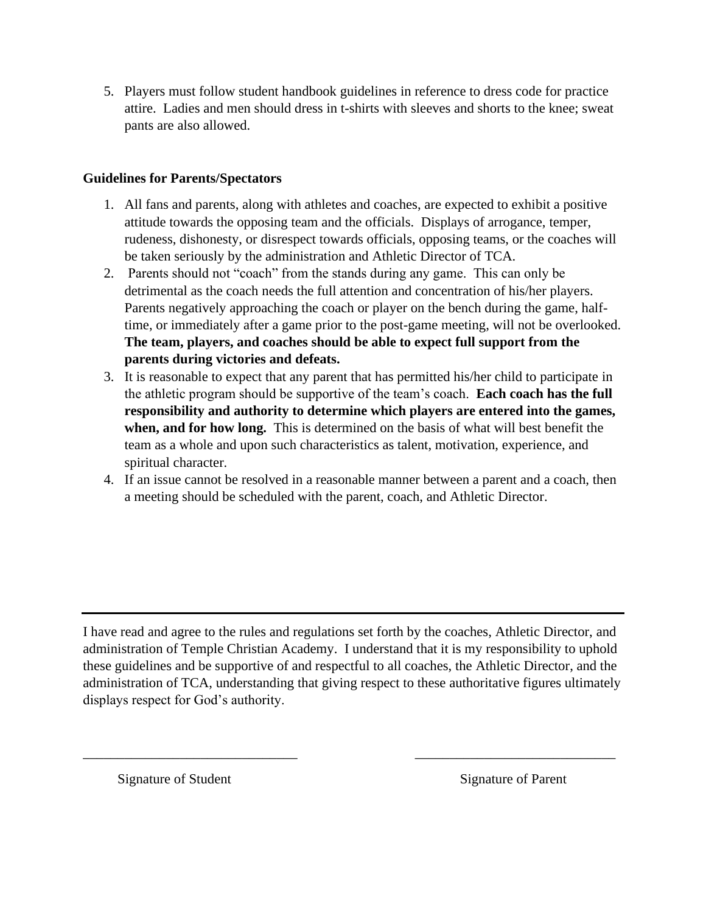5. Players must follow student handbook guidelines in reference to dress code for practice attire. Ladies and men should dress in t-shirts with sleeves and shorts to the knee; sweat pants are also allowed.

**Guidelines for Parents/Spectators**

1. All fans and parents, along with athletes and coaches, are expected to exhibit a positive attitude towards the opposing team and the officials. Displays of arrogance, temper, rudeness, dishonesty, or disrespect towards officials, opposing teams, or the coaches will be taken seriously by the administration and Athletic Director of TCA.
2. Parents should not "coach" from the stands during any game. This can only be detrimental as the coach needs the full attention and concentration of his/her players. Parents negatively approaching the coach or player on the bench during the game, half-time, or immediately after a game prior to the post-game meeting, will not be overlooked. **The team, players, and coaches should be able to expect full support from the parents during victories and defeats.**
3. It is reasonable to expect that any parent that has permitted his/her child to participate in the athletic program should be supportive of the team's coach. **Each coach has the full responsibility and authority to determine which players are entered into the games, when, and for how long.** This is determined on the basis of what will best benefit the team as a whole and upon such characteristics as talent, motivation, experience, and spiritual character.
4. If an issue cannot be resolved in a reasonable manner between a parent and a coach, then a meeting should be scheduled with the parent, coach, and Athletic Director.

---

I have read and agree to the rules and regulations set forth by the coaches, Athletic Director, and administration of Temple Christian Academy. I understand that it is my responsibility to uphold these guidelines and be supportive of and respectful to all coaches, the Athletic Director, and the administration of TCA, understanding that giving respect to these authoritative figures ultimately displays respect for God's authority.

_______________________________ _______________________________

Signature of Student Signature of Parent